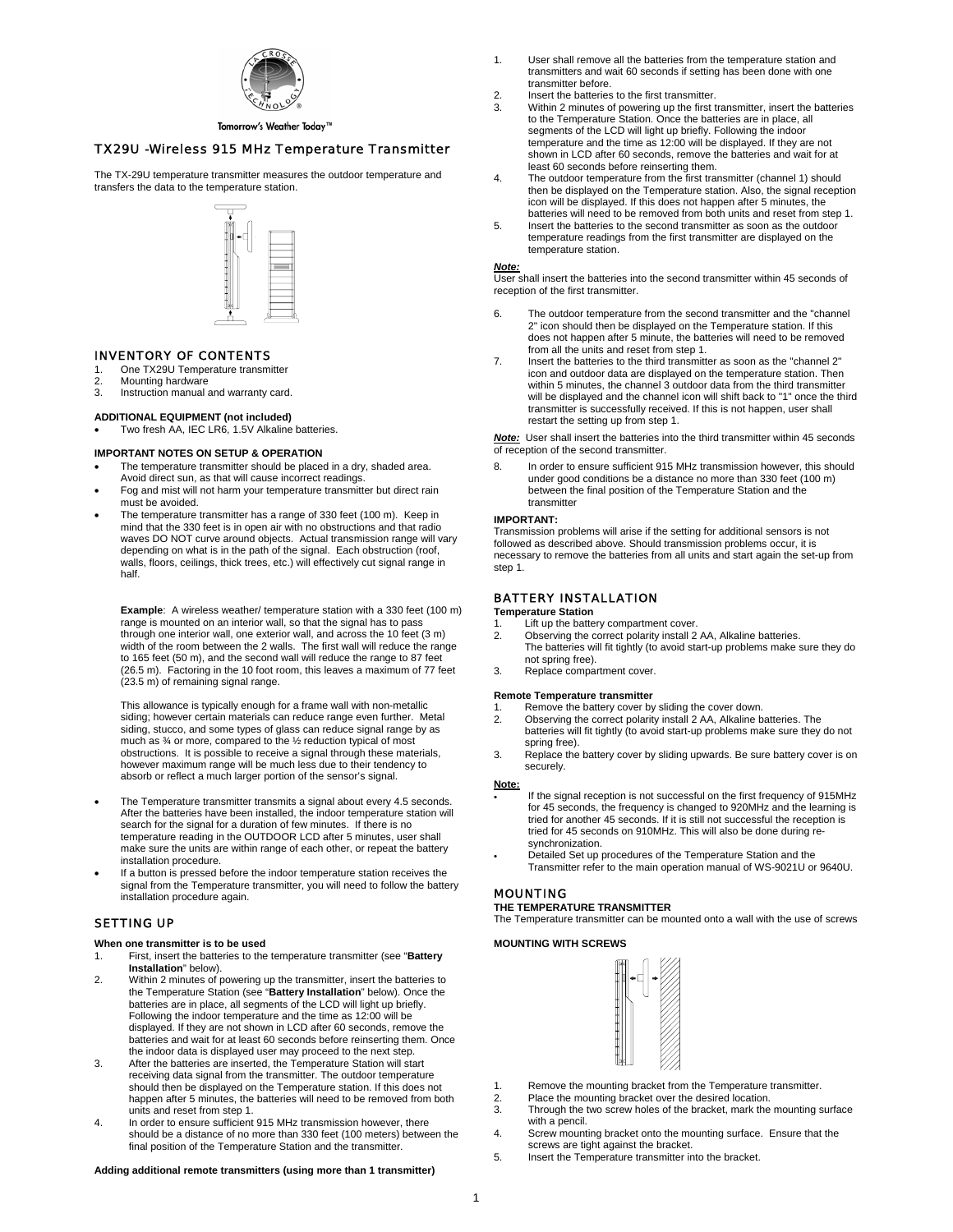Tomorrow's Weather Today™

# TX29U -Wireless 915 MHz Temperature Transmitter

The TX-29U temperature transmitter measures the outdoor temperature and transfers the data to the temperature station.

## INVENTORY OF CONTENTS

1. One TX29U Temperature transmitter
2. Mounting hardware
3. Instruction manual and warranty card.

**ADDITIONAL EQUIPMENT (not included)**

- Two fresh AA, IEC LR6, 1.5V Alkaline batteries.

**IMPORTANT NOTES ON SETUP & OPERATION**

- The temperature transmitter should be placed in a dry, shaded area. Avoid direct sun, as that will cause incorrect readings.
- Fog and mist will not harm your temperature transmitter but direct rain must be avoided.
- The temperature transmitter has a range of 330 feet (100 m). Keep in mind that the 330 feet is in open air with no obstructions and that radio waves DO NOT curve around objects. Actual transmission range will vary depending on what is in the path of the signal. Each obstruction (roof, walls, floors, ceilings, thick trees, etc.) will effectively cut signal range in half.

  **Example**: A wireless weather/ temperature station with a 330 feet (100 m) range is mounted on an interior wall, so that the signal has to pass through one interior wall, one exterior wall, and across the 10 feet (3 m) width of the room between the 2 walls. The first wall will reduce the range to 165 feet (50 m), and the second wall will reduce the range to 87 feet (26.5 m). Factoring in the 10 foot room, this leaves a maximum of 77 feet (23.5 m) of remaining signal range.

  This allowance is typically enough for a frame wall with non-metallic siding; however certain materials can reduce range even further. Metal siding, stucco, and some types of glass can reduce signal range by as much as ¾ or more, compared to the ½ reduction typical of most obstructions. It is possible to receive a signal through these materials, however maximum range will be much less due to their tendency to absorb or reflect a much larger portion of the sensor's signal.

- The Temperature transmitter transmits a signal about every 4.5 seconds. After the batteries have been installed, the indoor temperature station will search for the signal for a duration of few minutes. If there is no temperature reading in the OUTDOOR LCD after 5 minutes, user shall make sure the units are within range of each other, or repeat the battery installation procedure.
- If a button is pressed before the indoor temperature station receives the signal from the Temperature transmitter, you will need to follow the battery installation procedure again.

## SETTING UP

**When one transmitter is to be used**

1. First, insert the batteries to the temperature transmitter (see "**Battery Installation**" below).
2. Within 2 minutes of powering up the transmitter, insert the batteries to the Temperature Station (see "**Battery Installation**" below). Once the batteries are in place, all segments of the LCD will light up briefly. Following the indoor temperature and the time as 12:00 will be displayed. If they are not shown in LCD after 60 seconds, remove the batteries and wait for at least 60 seconds before reinserting them. Once the indoor data is displayed user may proceed to the next step.
3. After the batteries are inserted, the Temperature Station will start receiving data signal from the transmitter. The outdoor temperature should then be displayed on the Temperature station. If this does not happen after 5 minutes, the batteries will need to be removed from both units and reset from step 1.
4. In order to ensure sufficient 915 MHz transmission however, there should be a distance of no more than 330 feet (100 meters) between the final position of the Temperature Station and the transmitter.

**Adding additional remote transmitters (using more than 1 transmitter)**

1. User shall remove all the batteries from the temperature station and transmitters and wait 60 seconds if setting has been done with one transmitter before.
2. Insert the batteries to the first transmitter.
3. Within 2 minutes of powering up the first transmitter, insert the batteries to the Temperature Station. Once the batteries are in place, all segments of the LCD will light up briefly. Following the indoor temperature and the time as 12:00 will be displayed. If they are not shown in LCD after 60 seconds, remove the batteries and wait for at least 60 seconds before reinserting them.
4. The outdoor temperature from the first transmitter (channel 1) should then be displayed on the Temperature station. Also, the signal reception icon will be displayed. If this does not happen after 5 minutes, the batteries will need to be removed from both units and reset from step 1.
5. Insert the batteries to the second transmitter as soon as the outdoor temperature readings from the first transmitter are displayed on the temperature station.

***Note:***
User shall insert the batteries into the second transmitter within 45 seconds of reception of the first transmitter.

6. The outdoor temperature from the second transmitter and the "channel 2" icon should then be displayed on the Temperature station. If this does not happen after 5 minute, the batteries will need to be removed from all the units and reset from step 1.
7. Insert the batteries to the third transmitter as soon as the "channel 2" icon and outdoor data are displayed on the temperature station. Then within 5 minutes, the channel 3 outdoor data from the third transmitter will be displayed and the channel icon will shift back to "1" once the third transmitter is successfully received. If this is not happen, user shall restart the setting up from step 1.

***Note:*** User shall insert the batteries into the third transmitter within 45 seconds of reception of the second transmitter.

8. In order to ensure sufficient 915 MHz transmission however, this should under good conditions be a distance no more than 330 feet (100 m) between the final position of the Temperature Station and the transmitter

**IMPORTANT:**
Transmission problems will arise if the setting for additional sensors is not followed as described above. Should transmission problems occur, it is necessary to remove the batteries from all units and start again the set-up from step 1.

## BATTERY INSTALLATION

**Temperature Station**

1. Lift up the battery compartment cover.
2. Observing the correct polarity install 2 AA, Alkaline batteries. The batteries will fit tightly (to avoid start-up problems make sure they do not spring free).
3. Replace compartment cover.

**Remote Temperature transmitter**

1. Remove the battery cover by sliding the cover down.
2. Observing the correct polarity install 2 AA, Alkaline batteries. The batteries will fit tightly (to avoid start-up problems make sure they do not spring free).
3. Replace the battery cover by sliding upwards. Be sure battery cover is on securely.

**Note:**

- If the signal reception is not successful on the first frequency of 915MHz for 45 seconds, the frequency is changed to 920MHz and the learning is tried for another 45 seconds. If it is still not successful the reception is tried for 45 seconds on 910MHz. This will also be done during re-synchronization.
- Detailed Set up procedures of the Temperature Station and the Transmitter refer to the main operation manual of WS-9021U or 9640U.

## MOUNTING

**THE TEMPERATURE TRANSMITTER**
The Temperature transmitter can be mounted onto a wall with the use of screws

**MOUNTING WITH SCREWS**

1. Remove the mounting bracket from the Temperature transmitter.
2. Place the mounting bracket over the desired location.
3. Through the two screw holes of the bracket, mark the mounting surface with a pencil.
4. Screw mounting bracket onto the mounting surface. Ensure that the screws are tight against the bracket.
5. Insert the Temperature transmitter into the bracket.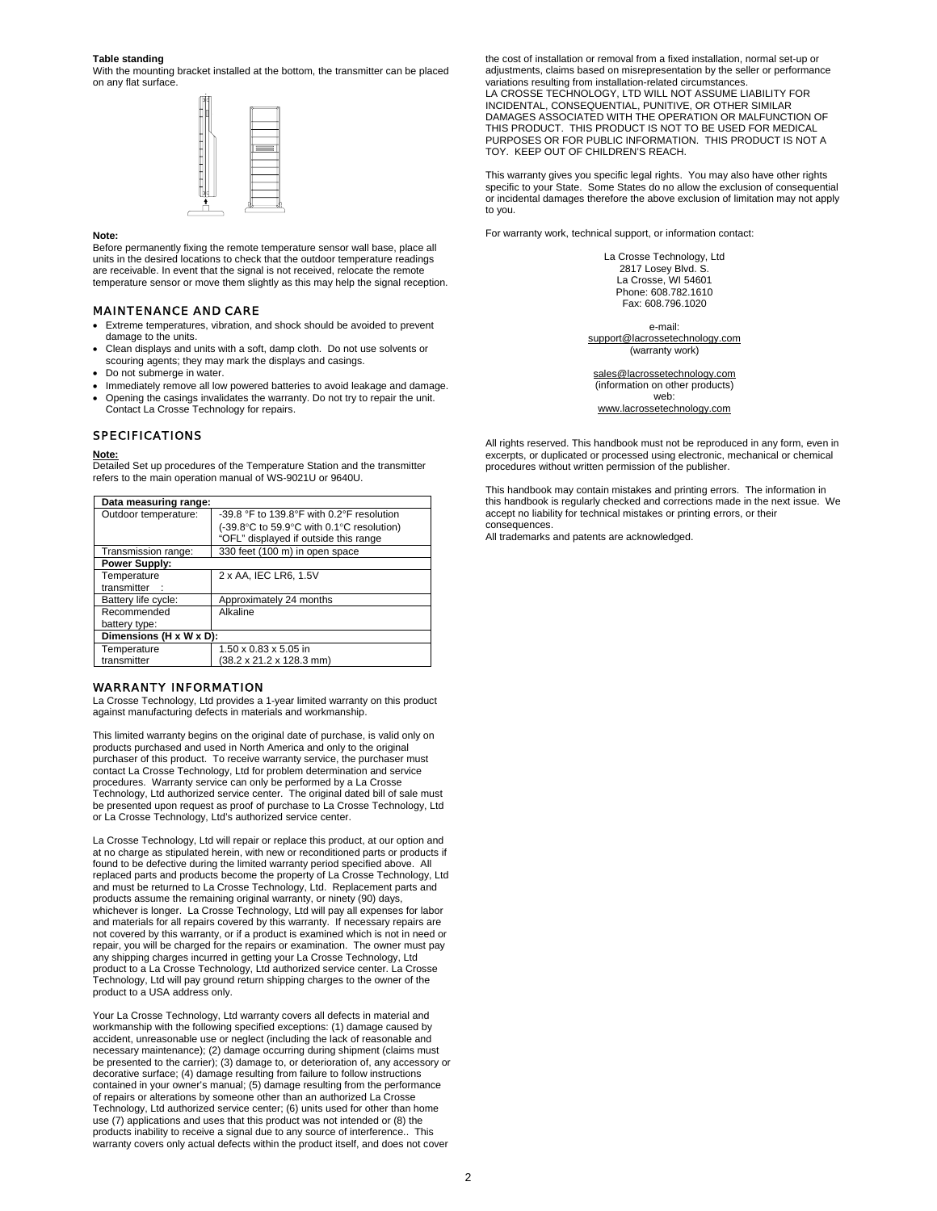**Table standing**

With the mounting bracket installed at the bottom, the transmitter can be placed on any flat surface.

**Note:**

Before permanently fixing the remote temperature sensor wall base, place all units in the desired locations to check that the outdoor temperature readings are receivable. In event that the signal is not received, relocate the remote temperature sensor or move them slightly as this may help the signal reception.

## MAINTENANCE AND CARE

- Extreme temperatures, vibration, and shock should be avoided to prevent damage to the units.
- Clean displays and units with a soft, damp cloth. Do not use solvents or scouring agents; they may mark the displays and casings.
- Do not submerge in water.
- Immediately remove all low powered batteries to avoid leakage and damage.
- Opening the casings invalidates the warranty. Do not try to repair the unit. Contact La Crosse Technology for repairs.

## SPECIFICATIONS

**Note:**

Detailed Set up procedures of the Temperature Station and the transmitter refers to the main operation manual of WS-9021U or 9640U.

| | |
|---|---|
| **Data measuring range:** | |
| Outdoor temperature: | -39.8 °F to 139.8°F with 0.2°F resolution (-39.8°C to 59.9°C with 0.1°C resolution) "OFL" displayed if outside this range |
| Transmission range: | 330 feet (100 m) in open space |
| **Power Supply:** | |
| Temperature transmitter : | 2 x AA, IEC LR6, 1.5V |
| Battery life cycle: | Approximately 24 months |
| Recommended battery type: | Alkaline |
| **Dimensions (H x W x D):** | |
| Temperature transmitter | 1.50 x 0.83 x 5.05 in (38.2 x 21.2 x 128.3 mm) |

## WARRANTY INFORMATION

La Crosse Technology, Ltd provides a 1-year limited warranty on this product against manufacturing defects in materials and workmanship.

This limited warranty begins on the original date of purchase, is valid only on products purchased and used in North America and only to the original purchaser of this product. To receive warranty service, the purchaser must contact La Crosse Technology, Ltd for problem determination and service procedures. Warranty service can only be performed by a La Crosse Technology, Ltd authorized service center. The original dated bill of sale must be presented upon request as proof of purchase to La Crosse Technology, Ltd or La Crosse Technology, Ltd's authorized service center.

La Crosse Technology, Ltd will repair or replace this product, at our option and at no charge as stipulated herein, with new or reconditioned parts or products if found to be defective during the limited warranty period specified above. All replaced parts and products become the property of La Crosse Technology, Ltd and must be returned to La Crosse Technology, Ltd. Replacement parts and products assume the remaining original warranty, or ninety (90) days, whichever is longer. La Crosse Technology, Ltd will pay all expenses for labor and materials for all repairs covered by this warranty. If necessary repairs are not covered by this warranty, or if a product is examined which is not in need or repair, you will be charged for the repairs or examination. The owner must pay any shipping charges incurred in getting your La Crosse Technology, Ltd product to a La Crosse Technology, Ltd authorized service center. La Crosse Technology, Ltd will pay ground return shipping charges to the owner of the product to a USA address only.

Your La Crosse Technology, Ltd warranty covers all defects in material and workmanship with the following specified exceptions: (1) damage caused by accident, unreasonable use or neglect (including the lack of reasonable and necessary maintenance); (2) damage occurring during shipment (claims must be presented to the carrier); (3) damage to, or deterioration of, any accessory or decorative surface; (4) damage resulting from failure to follow instructions contained in your owner's manual; (5) damage resulting from the performance of repairs or alterations by someone other than an authorized La Crosse Technology, Ltd authorized service center; (6) units used for other than home use (7) applications and uses that this product was not intended or (8) the products inability to receive a signal due to any source of interference.. This warranty covers only actual defects within the product itself, and does not cover the cost of installation or removal from a fixed installation, normal set-up or adjustments, claims based on misrepresentation by the seller or performance variations resulting from installation-related circumstances.

LA CROSSE TECHNOLOGY, LTD WILL NOT ASSUME LIABILITY FOR INCIDENTAL, CONSEQUENTIAL, PUNITIVE, OR OTHER SIMILAR DAMAGES ASSOCIATED WITH THE OPERATION OR MALFUNCTION OF THIS PRODUCT. THIS PRODUCT IS NOT TO BE USED FOR MEDICAL PURPOSES OR FOR PUBLIC INFORMATION. THIS PRODUCT IS NOT A TOY. KEEP OUT OF CHILDREN'S REACH.

This warranty gives you specific legal rights. You may also have other rights specific to your State. Some States do no allow the exclusion of consequential or incidental damages therefore the above exclusion of limitation may not apply to you.

For warranty work, technical support, or information contact:

La Crosse Technology, Ltd
2817 Losey Blvd. S.
La Crosse, WI 54601
Phone: 608.782.1610
Fax: 608.796.1020

e-mail:
support@lacrossetechnology.com
(warranty work)

sales@lacrossetechnology.com
(information on other products)
web:
www.lacrossetechnology.com

All rights reserved. This handbook must not be reproduced in any form, even in excerpts, or duplicated or processed using electronic, mechanical or chemical procedures without written permission of the publisher.

This handbook may contain mistakes and printing errors. The information in this handbook is regularly checked and corrections made in the next issue. We accept no liability for technical mistakes or printing errors, or their consequences.

All trademarks and patents are acknowledged.